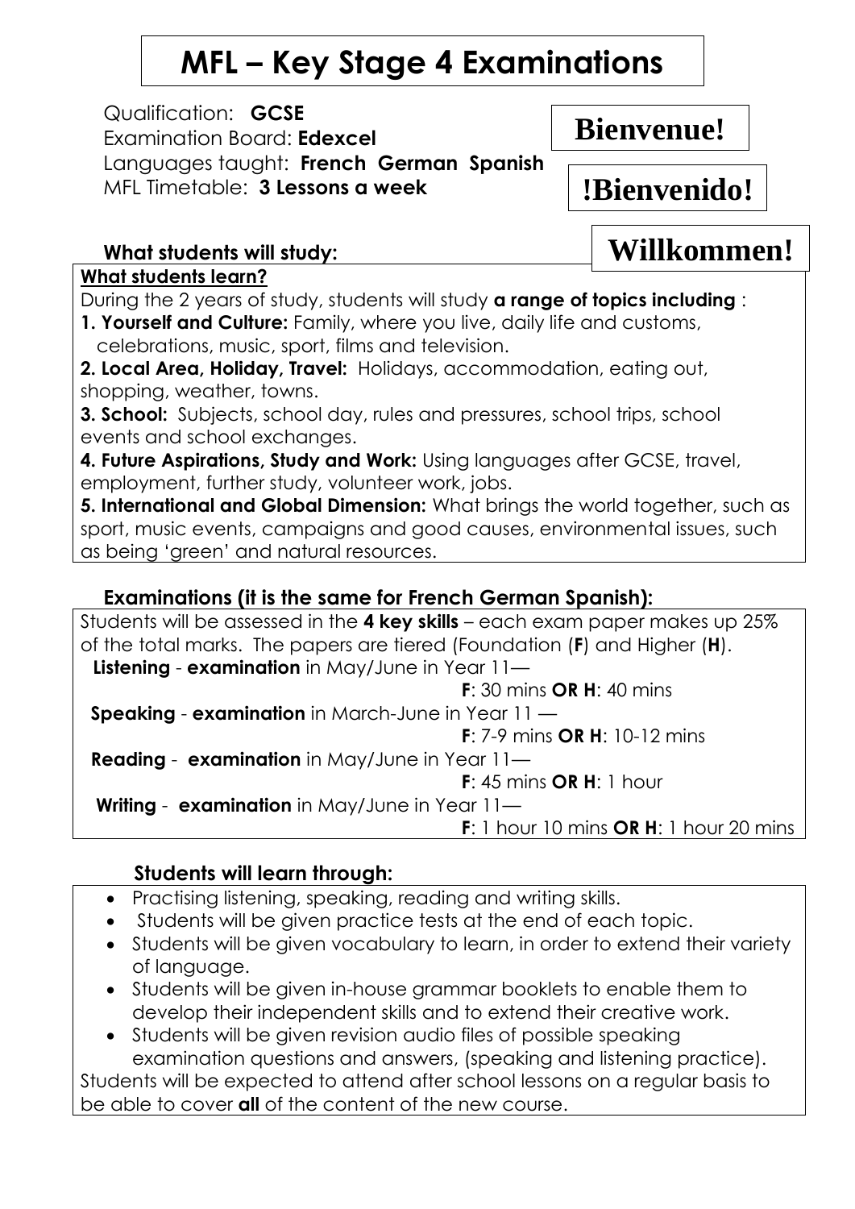# MFL – Key Stage 4 Examinations

Qualification: **GCSE**
Examination Board: **Edexcel**
Languages taught: **French German Spanish**
MFL Timetable: **3 Lessons a week**

**Bienvenue!**

**!Bienvenido!**

**Willkommen!**

## What students will study:

**What students learn?**

During the 2 years of study, students will study **a range of topics including** :

**1. Yourself and Culture:** Family, where you live, daily life and customs, celebrations, music, sport, films and television.

**2. Local Area, Holiday, Travel:** Holidays, accommodation, eating out, shopping, weather, towns.

**3. School:** Subjects, school day, rules and pressures, school trips, school events and school exchanges.

**4. Future Aspirations, Study and Work:** Using languages after GCSE, travel, employment, further study, volunteer work, jobs.

**5. International and Global Dimension:** What brings the world together, such as sport, music events, campaigns and good causes, environmental issues, such as being 'green' and natural resources.

## Examinations (it is the same for French German Spanish):

Students will be assessed in the **4 key skills** – each exam paper makes up 25% of the total marks. The papers are tiered (Foundation (**F**) and Higher (**H**).

**Listening** - **examination** in May/June in Year 11—
**F**: 30 mins **OR H**: 40 mins

**Speaking** - **examination** in March-June in Year 11 —
**F**: 7-9 mins **OR H**: 10-12 mins

**Reading** - **examination** in May/June in Year 11—
**F**: 45 mins **OR H**: 1 hour

**Writing** - **examination** in May/June in Year 11—
**F**: 1 hour 10 mins **OR H**: 1 hour 20 mins

## Students will learn through:

- Practising listening, speaking, reading and writing skills.
- Students will be given practice tests at the end of each topic.
- Students will be given vocabulary to learn, in order to extend their variety of language.
- Students will be given in-house grammar booklets to enable them to develop their independent skills and to extend their creative work.
- Students will be given revision audio files of possible speaking examination questions and answers, (speaking and listening practice).

Students will be expected to attend after school lessons on a regular basis to be able to cover **all** of the content of the new course.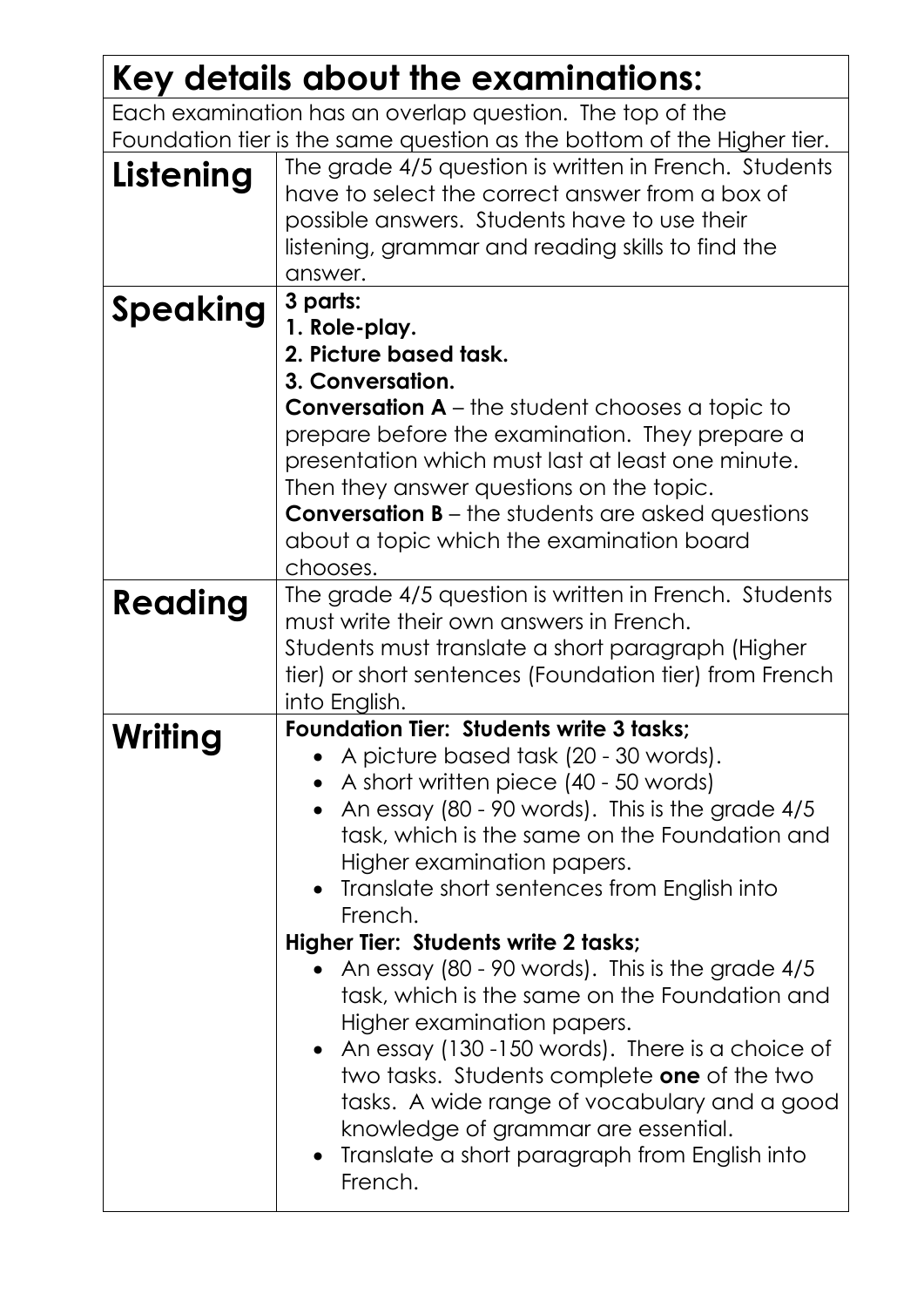# Key details about the examinations:

Each examination has an overlap question. The top of the Foundation tier is the same question as the bottom of the Higher tier.

| | |
|---|---|
| **Listening** | The grade 4/5 question is written in French. Students have to select the correct answer from a box of possible answers. Students have to use their listening, grammar and reading skills to find the answer. |
| **Speaking** | **3 parts:**<br>**1. Role-play.**<br>**2. Picture based task.**<br>**3. Conversation.**<br>**Conversation A** – the student chooses a topic to prepare before the examination. They prepare a presentation which must last at least one minute. Then they answer questions on the topic.<br>**Conversation B** – the students are asked questions about a topic which the examination board chooses. |
| **Reading** | The grade 4/5 question is written in French. Students must write their own answers in French.<br>Students must translate a short paragraph (Higher tier) or short sentences (Foundation tier) from French into English. |
| **Writing** | **Foundation Tier: Students write 3 tasks;**<br>• A picture based task (20 - 30 words).<br>• A short written piece (40 - 50 words)<br>• An essay (80 - 90 words). This is the grade 4/5 task, which is the same on the Foundation and Higher examination papers.<br>• Translate short sentences from English into French.<br>**Higher Tier: Students write 2 tasks;**<br>• An essay (80 - 90 words). This is the grade 4/5 task, which is the same on the Foundation and Higher examination papers.<br>• An essay (130 -150 words). There is a choice of two tasks. Students complete **one** of the two tasks. A wide range of vocabulary and a good knowledge of grammar are essential.<br>• Translate a short paragraph from English into French. |